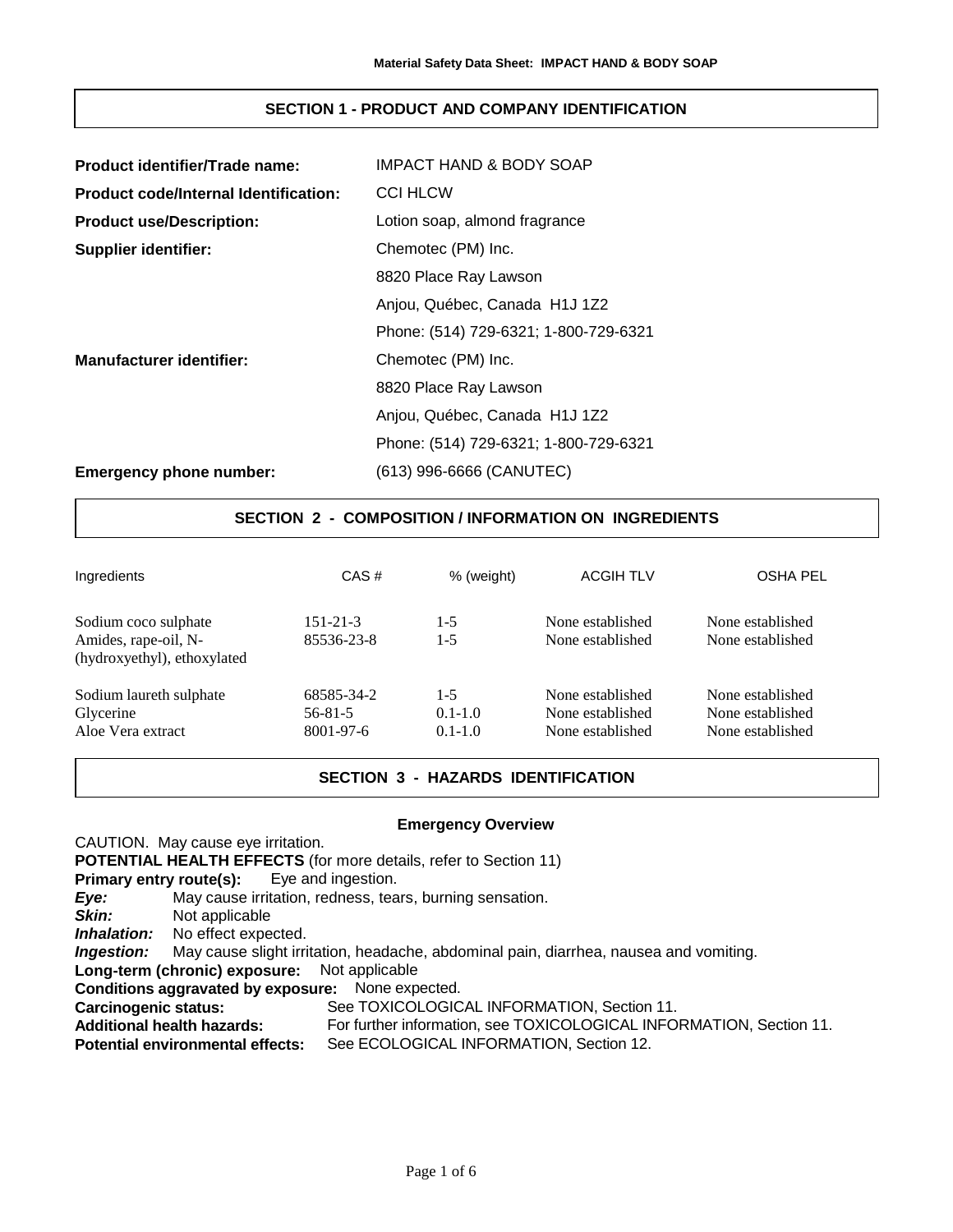## SECTION 1 - PRODUCT AND COMPANY IDENTIFICATION

| | |
|---|---|
| **Product identifier/Trade name:** | IMPACT HAND & BODY SOAP |
| **Product code/Internal Identification:** | CCI HLCW |
| **Product use/Description:** | Lotion soap, almond fragrance |
| **Supplier identifier:** | Chemotec (PM) Inc.<br>8820 Place Ray Lawson<br>Anjou, Québec, Canada H1J 1Z2<br>Phone: (514) 729-6321; 1-800-729-6321 |
| **Manufacturer identifier:** | Chemotec (PM) Inc.<br>8820 Place Ray Lawson<br>Anjou, Québec, Canada H1J 1Z2<br>Phone: (514) 729-6321; 1-800-729-6321 |
| **Emergency phone number:** | (613) 996-6666 (CANUTEC) |

## SECTION 2 - COMPOSITION / INFORMATION ON INGREDIENTS

| Ingredients | CAS # | % (weight) | ACGIH TLV | OSHA PEL |
|---|---|---|---|---|
| Sodium coco sulphate | 151-21-3 | 1-5 | None established | None established |
| Amides, rape-oil, N-(hydroxyethyl), ethoxylated | 85536-23-8 | 1-5 | None established | None established |
| Sodium laureth sulphate | 68585-34-2 | 1-5 | None established | None established |
| Glycerine | 56-81-5 | 0.1-1.0 | None established | None established |
| Aloe Vera extract | 8001-97-6 | 0.1-1.0 | None established | None established |

## SECTION 3 - HAZARDS IDENTIFICATION

**Emergency Overview**

CAUTION. May cause eye irritation.

**POTENTIAL HEALTH EFFECTS** (for more details, refer to Section 11)

**Primary entry route(s):** Eye and ingestion.

***Eye:*** May cause irritation, redness, tears, burning sensation.

***Skin:*** Not applicable

***Inhalation:*** No effect expected.

***Ingestion:*** May cause slight irritation, headache, abdominal pain, diarrhea, nausea and vomiting.

**Long-term (chronic) exposure:** Not applicable

**Conditions aggravated by exposure:** None expected.

**Carcinogenic status:** See TOXICOLOGICAL INFORMATION, Section 11.

**Additional health hazards:** For further information, see TOXICOLOGICAL INFORMATION, Section 11.

**Potential environmental effects:** See ECOLOGICAL INFORMATION, Section 12.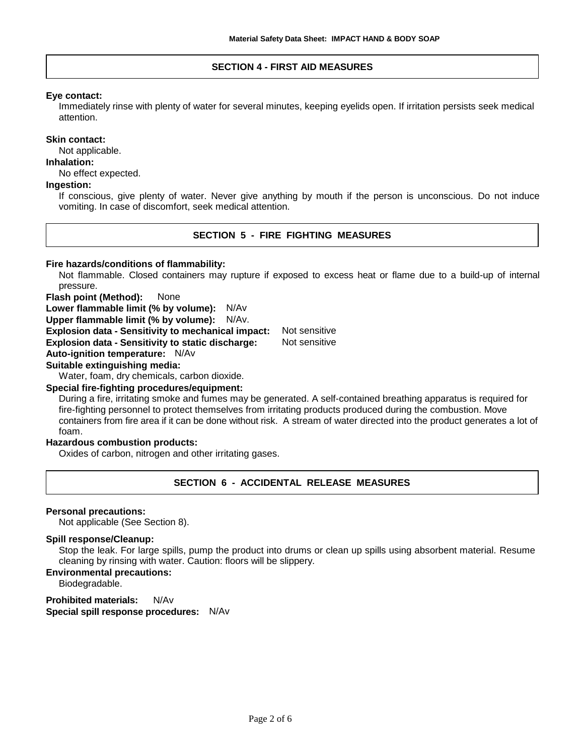## SECTION 4 - FIRST AID MEASURES

**Eye contact:**

Immediately rinse with plenty of water for several minutes, keeping eyelids open. If irritation persists seek medical attention.

**Skin contact:**

Not applicable.

**Inhalation:**

No effect expected.

**Ingestion:**

If conscious, give plenty of water. Never give anything by mouth if the person is unconscious. Do not induce vomiting. In case of discomfort, seek medical attention.

## SECTION 5 - FIRE FIGHTING MEASURES

**Fire hazards/conditions of flammability:**

Not flammable. Closed containers may rupture if exposed to excess heat or flame due to a build-up of internal pressure.

**Flash point (Method):** None

**Lower flammable limit (% by volume):** N/Av

**Upper flammable limit (% by volume):** N/Av.

**Explosion data - Sensitivity to mechanical impact:** Not sensitive

**Explosion data - Sensitivity to static discharge:** Not sensitive

**Auto-ignition temperature:** N/Av

**Suitable extinguishing media:**

Water, foam, dry chemicals, carbon dioxide.

**Special fire-fighting procedures/equipment:**

During a fire, irritating smoke and fumes may be generated. A self-contained breathing apparatus is required for fire-fighting personnel to protect themselves from irritating products produced during the combustion. Move containers from fire area if it can be done without risk. A stream of water directed into the product generates a lot of foam.

**Hazardous combustion products:**

Oxides of carbon, nitrogen and other irritating gases.

## SECTION 6 - ACCIDENTAL RELEASE MEASURES

**Personal precautions:**

Not applicable (See Section 8).

**Spill response/Cleanup:**

Stop the leak. For large spills, pump the product into drums or clean up spills using absorbent material. Resume cleaning by rinsing with water. Caution: floors will be slippery.

**Environmental precautions:**

Biodegradable.

**Prohibited materials:** N/Av

**Special spill response procedures:** N/Av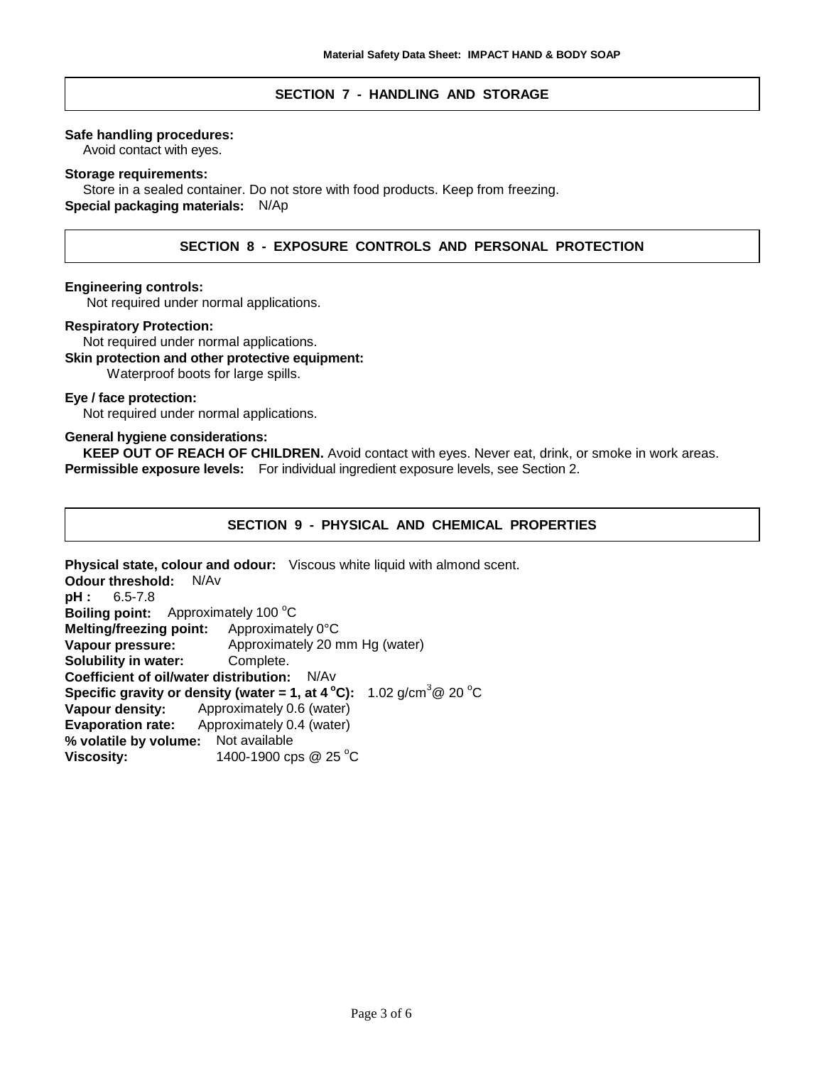## SECTION 7 - HANDLING AND STORAGE

**Safe handling procedures:**
Avoid contact with eyes.

**Storage requirements:**
Store in a sealed container. Do not store with food products. Keep from freezing.

**Special packaging materials:** N/Ap

## SECTION 8 - EXPOSURE CONTROLS AND PERSONAL PROTECTION

**Engineering controls:**
Not required under normal applications.

**Respiratory Protection:**
Not required under normal applications.

**Skin protection and other protective equipment:**
Waterproof boots for large spills.

**Eye / face protection:**
Not required under normal applications.

**General hygiene considerations:**
**KEEP OUT OF REACH OF CHILDREN.** Avoid contact with eyes. Never eat, drink, or smoke in work areas.

**Permissible exposure levels:** For individual ingredient exposure levels, see Section 2.

## SECTION 9 - PHYSICAL AND CHEMICAL PROPERTIES

**Physical state, colour and odour:** Viscous white liquid with almond scent.
**Odour threshold:** N/Av
**pH :** 6.5-7.8
**Boiling point:** Approximately 100 °C
**Melting/freezing point:** Approximately 0°C
**Vapour pressure:** Approximately 20 mm Hg (water)
**Solubility in water:** Complete.
**Coefficient of oil/water distribution:** N/Av
**Specific gravity or density (water = 1, at 4 °C):** 1.02 g/cm$^3$@ 20 °C
**Vapour density:** Approximately 0.6 (water)
**Evaporation rate:** Approximately 0.4 (water)
**% volatile by volume:** Not available
**Viscosity:** 1400-1900 cps @ 25 °C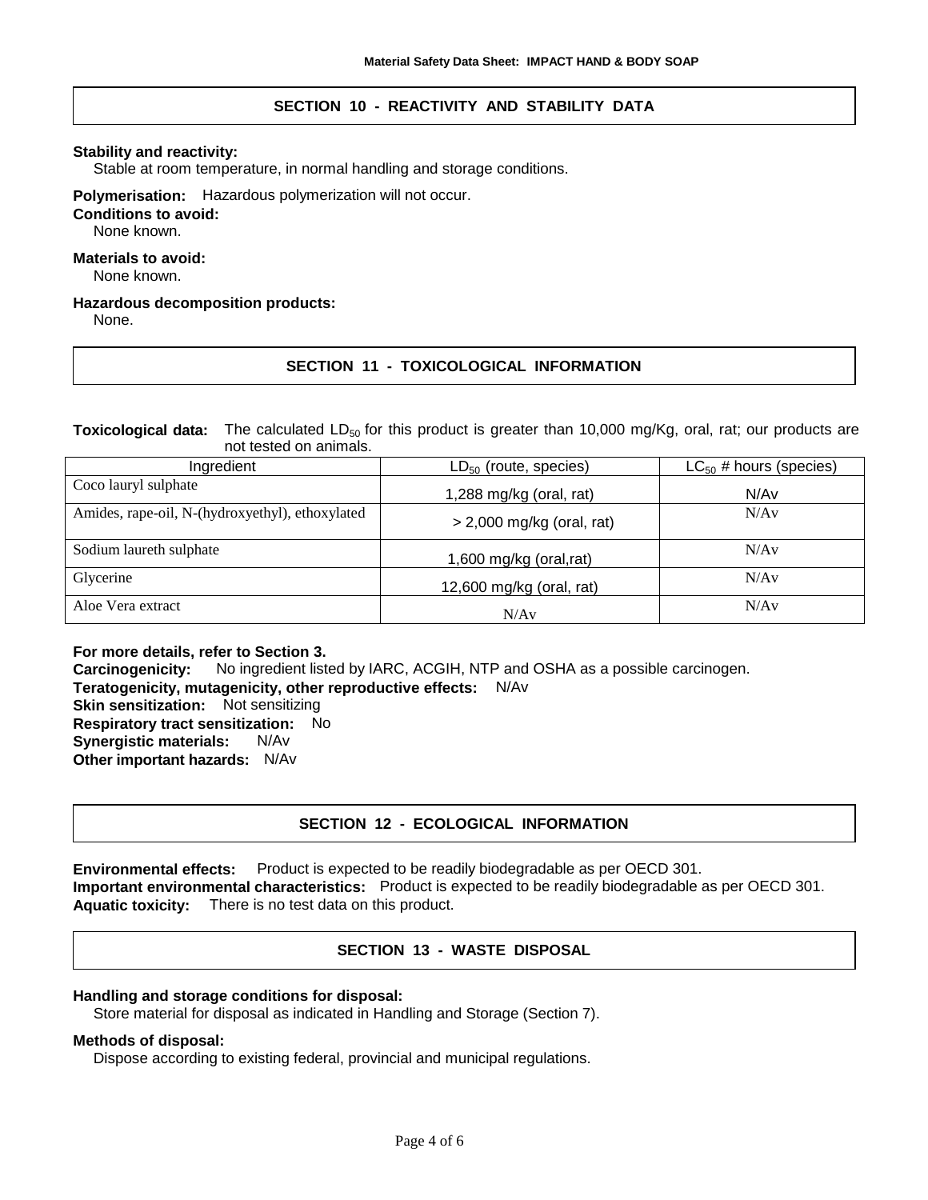## SECTION 10 - REACTIVITY AND STABILITY DATA

**Stability and reactivity:**
Stable at room temperature, in normal handling and storage conditions.

**Polymerisation:** Hazardous polymerization will not occur.

**Conditions to avoid:**
None known.

**Materials to avoid:**
None known.

**Hazardous decomposition products:**
None.

## SECTION 11 - TOXICOLOGICAL INFORMATION

**Toxicological data:** The calculated $LD_{50}$ for this product is greater than 10,000 mg/Kg, oral, rat; our products are not tested on animals.

| Ingredient | $LD_{50}$ (route, species) | $LC_{50}$ # hours (species) |
|---|---|---|
| Coco lauryl sulphate | 1,288 mg/kg (oral, rat) | N/Av |
| Amides, rape-oil, N-(hydroxyethyl), ethoxylated | > 2,000 mg/kg (oral, rat) | N/Av |
| Sodium laureth sulphate | 1,600 mg/kg (oral,rat) | N/Av |
| Glycerine | 12,600 mg/kg (oral, rat) | N/Av |
| Aloe Vera extract | N/Av | N/Av |

**For more details, refer to Section 3.**
**Carcinogenicity:** No ingredient listed by IARC, ACGIH, NTP and OSHA as a possible carcinogen.
**Teratogenicity, mutagenicity, other reproductive effects:** N/Av
**Skin sensitization:** Not sensitizing
**Respiratory tract sensitization:** No
**Synergistic materials:** N/Av
**Other important hazards:** N/Av

## SECTION 12 - ECOLOGICAL INFORMATION

**Environmental effects:** Product is expected to be readily biodegradable as per OECD 301.
**Important environmental characteristics:** Product is expected to be readily biodegradable as per OECD 301.
**Aquatic toxicity:** There is no test data on this product.

## SECTION 13 - WASTE DISPOSAL

**Handling and storage conditions for disposal:**
Store material for disposal as indicated in Handling and Storage (Section 7).

**Methods of disposal:**
Dispose according to existing federal, provincial and municipal regulations.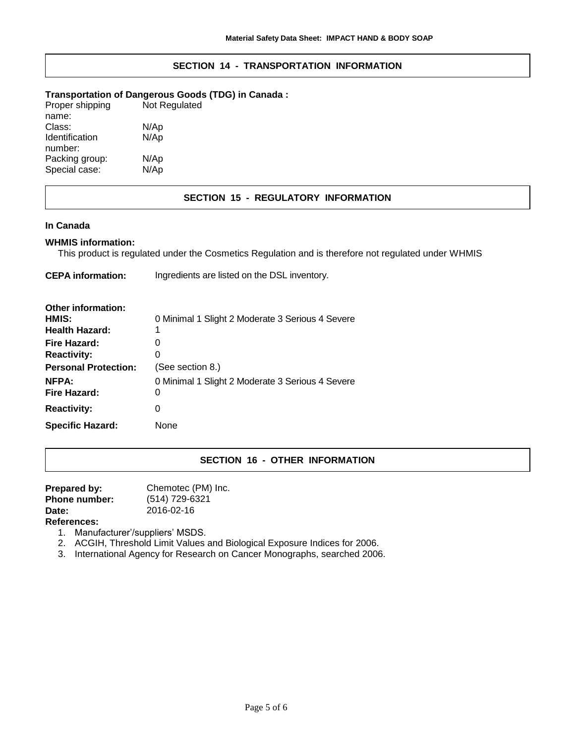## SECTION 14 - TRANSPORTATION INFORMATION

**Transportation of Dangerous Goods (TDG) in Canada :**

| | |
|---|---|
| Proper shipping name: | Not Regulated |
| Class: | N/Ap |
| Identification number: | N/Ap |
| Packing group: | N/Ap |
| Special case: | N/Ap |

## SECTION 15 - REGULATORY INFORMATION

**In Canada**

**WHMIS information:**

This product is regulated under the Cosmetics Regulation and is therefore not regulated under WHMIS

**CEPA information:** Ingredients are listed on the DSL inventory.

**Other information:**

| | |
|---|---|
| **HMIS:** | 0 Minimal 1 Slight 2 Moderate 3 Serious 4 Severe |
| **Health Hazard:** | 1 |
| **Fire Hazard:** | 0 |
| **Reactivity:** | 0 |
| **Personal Protection:** | (See section 8.) |
| **NFPA:** | 0 Minimal 1 Slight 2 Moderate 3 Serious 4 Severe |
| **Fire Hazard:** | 0 |
| **Reactivity:** | 0 |
| **Specific Hazard:** | None |

## SECTION 16 - OTHER INFORMATION

**Prepared by:** Chemotec (PM) Inc.
**Phone number:** (514) 729-6321
**Date:** 2016-02-16
**References:**

1. Manufacturer'/suppliers' MSDS.
2. ACGIH, Threshold Limit Values and Biological Exposure Indices for 2006.
3. International Agency for Research on Cancer Monographs, searched 2006.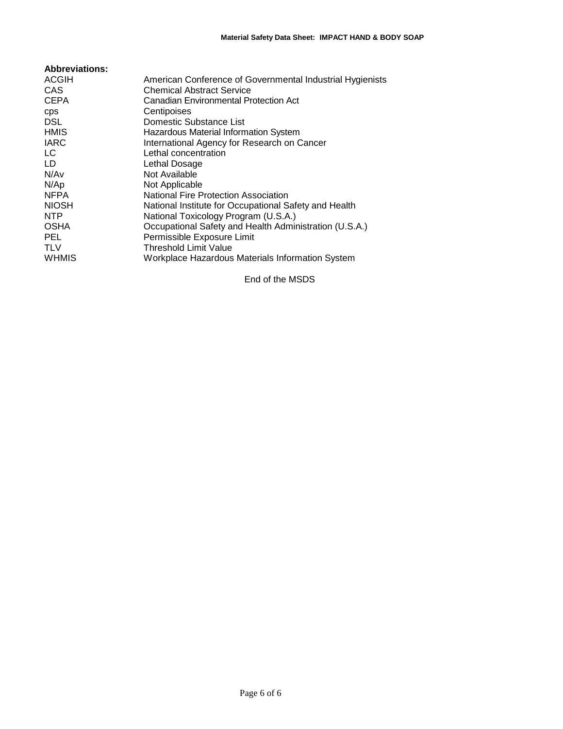**Abbreviations:**

| | |
|---|---|
| ACGIH | American Conference of Governmental Industrial Hygienists |
| CAS | Chemical Abstract Service |
| CEPA | Canadian Environmental Protection Act |
| cps | Centipoises |
| DSL | Domestic Substance List |
| HMIS | Hazardous Material Information System |
| IARC | International Agency for Research on Cancer |
| LC | Lethal concentration |
| LD | Lethal Dosage |
| N/Av | Not Available |
| N/Ap | Not Applicable |
| NFPA | National Fire Protection Association |
| NIOSH | National Institute for Occupational Safety and Health |
| NTP | National Toxicology Program (U.S.A.) |
| OSHA | Occupational Safety and Health Administration (U.S.A.) |
| PEL | Permissible Exposure Limit |
| TLV | Threshold Limit Value |
| WHMIS | Workplace Hazardous Materials Information System |

End of the MSDS